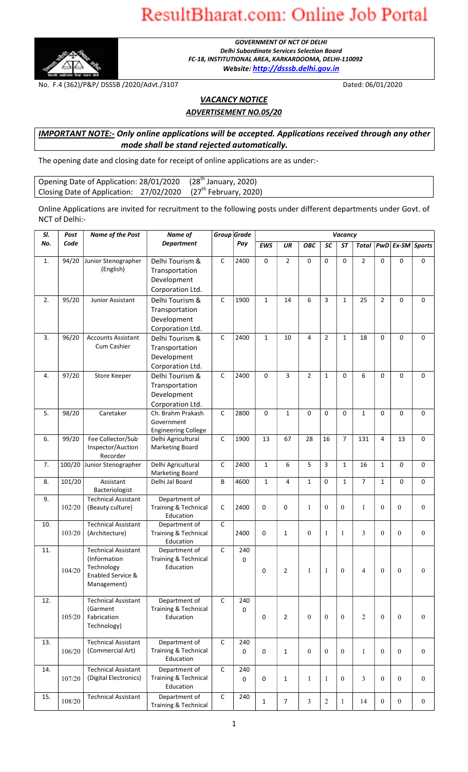# ResultBharat.com: Online Job Portal

***GOVERNMENT OF NCT OF DELHI***
***Delhi Subordinate Services Selection Board***
***FC-18, INSTITUTIONAL AREA, KARKARDOOMA, DELHI-110092***
***Website: http://dsssb.delhi.gov.in***

No. F.4 (362)/P&P/ DSSSB /2020/Advt./3107 Dated: 06/01/2020

## *VACANCY NOTICE*

## *ADVERTISEMENT NO.05/20*

***IMPORTANT NOTE:- Only online applications will be accepted. Applications received through any other mode shall be stand rejected automatically.***

The opening date and closing date for receipt of online applications are as under:-

| | |
|---|---|
| Opening Date of Application: 28/01/2020 | (28th January, 2020) |
| Closing Date of Application: 27/02/2020 | (27th February, 2020) |

Online Applications are invited for recruitment to the following posts under different departments under Govt. of NCT of Delhi:-

| Sl. No. | Post Code | Name of the Post | Name of Department | Group | Grade Pay | Vacancy | | | | | | | | |
|---|---|---|---|---|---|---|---|---|---|---|---|---|---|---|
| | | | | | | EWS | UR | OBC | SC | ST | Total | PwD | Ex-SM | Sports |
| 1. | 94/20 | Junior Stenographer (English) | Delhi Tourism & Transportation Development Corporation Ltd. | C | 2400 | 0 | 2 | 0 | 0 | 0 | 2 | 0 | 0 | 0 |
| 2. | 95/20 | Junior Assistant | Delhi Tourism & Transportation Development Corporation Ltd. | C | 1900 | 1 | 14 | 6 | 3 | 1 | 25 | 2 | 0 | 0 |
| 3. | 96/20 | Accounts Assistant Cum Cashier | Delhi Tourism & Transportation Development Corporation Ltd. | C | 2400 | 1 | 10 | 4 | 2 | 1 | 18 | 0 | 0 | 0 |
| 4. | 97/20 | Store Keeper | Delhi Tourism & Transportation Development Corporation Ltd. | C | 2400 | 0 | 3 | 2 | 1 | 0 | 6 | 0 | 0 | 0 |
| 5. | 98/20 | Caretaker | Ch. Brahm Prakash Government Engineering College | C | 2800 | 0 | 1 | 0 | 0 | 0 | 1 | 0 | 0 | 0 |
| 6. | 99/20 | Fee Collector/Sub Inspector/Auction Recorder | Delhi Agricultural Marketing Board | C | 1900 | 13 | 67 | 28 | 16 | 7 | 131 | 4 | 13 | 0 |
| 7. | 100/20 | Junior Stenographer | Delhi Agricultural Marketing Board | C | 2400 | 1 | 6 | 5 | 3 | 1 | 16 | 1 | 0 | 0 |
| 8. | 101/20 | Assistant Bacteriologist | Delhi Jal Board | B | 4600 | 1 | 4 | 1 | 0 | 1 | 7 | 1 | 0 | 0 |
| 9. | 102/20 | Technical Assistant (Beauty culture) | Department of Training & Technical Education | C | 2400 | 0 | 0 | 1 | 0 | 0 | 1 | 0 | 0 | 0 |
| 10. | 103/20 | Technical Assistant (Architecture) | Department of Training & Technical Education | C | 2400 | 0 | 1 | 0 | 1 | 1 | 3 | 0 | 0 | 0 |
| 11. | 104/20 | Technical Assistant (Information Technology Enabled Service & Management) | Department of Training & Technical Education | C | 2400 | 0 | 2 | 1 | 1 | 0 | 4 | 0 | 0 | 0 |
| 12. | 105/20 | Technical Assistant (Garment Fabrication Technology) | Department of Training & Technical Education | C | 2400 | 0 | 2 | 0 | 0 | 0 | 2 | 0 | 0 | 0 |
| 13. | 106/20 | Technical Assistant (Commercial Art) | Department of Training & Technical Education | C | 2400 | 0 | 1 | 0 | 0 | 0 | 1 | 0 | 0 | 0 |
| 14. | 107/20 | Technical Assistant (Digital Electronics) | Department of Training & Technical Education | C | 2400 | 0 | 1 | 1 | 1 | 0 | 3 | 0 | 0 | 0 |
| 15. | 108/20 | Technical Assistant | Department of Training & Technical | C | 240 | 1 | 7 | 3 | 2 | 1 | 14 | 0 | 0 | 0 |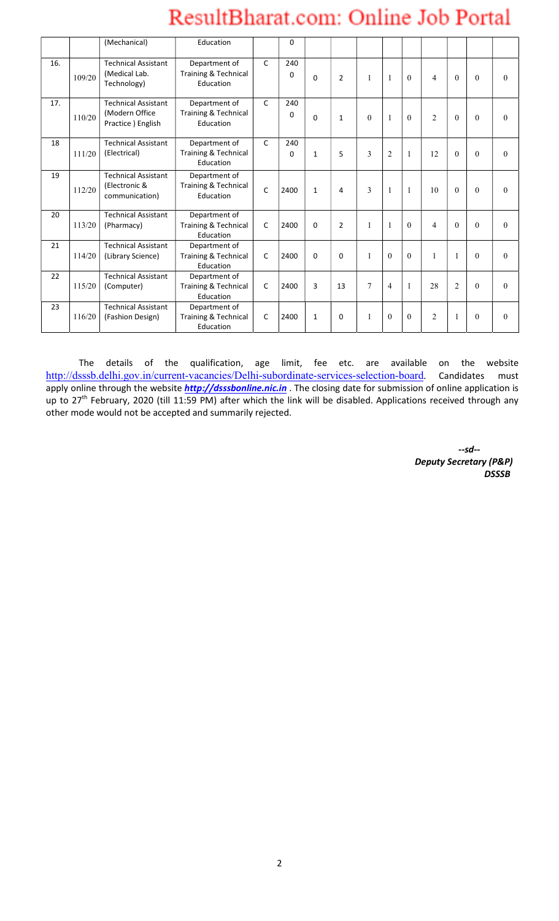| | | | | | | | | | | | | | | |
|---|---|---|---|---|---|---|---|---|---|---|---|---|---|---|
| | | (Mechanical) | Education | | 0 | | | | | | | | | |
| 16. | 109/20 | Technical Assistant (Medical Lab. Technology) | Department of Training & Technical Education | C | 2400 | 0 | 2 | 1 | 1 | 0 | 4 | 0 | 0 | 0 |
| 17. | 110/20 | Technical Assistant (Modern Office Practice ) English | Department of Training & Technical Education | C | 2400 | 0 | 1 | 0 | 1 | 0 | 2 | 0 | 0 | 0 |
| 18 | 111/20 | Technical Assistant (Electrical) | Department of Training & Technical Education | C | 2400 | 1 | 5 | 3 | 2 | 1 | 12 | 0 | 0 | 0 |
| 19 | 112/20 | Technical Assistant (Electronic & communication) | Department of Training & Technical Education | C | 2400 | 1 | 4 | 3 | 1 | 1 | 10 | 0 | 0 | 0 |
| 20 | 113/20 | Technical Assistant (Pharmacy) | Department of Training & Technical Education | C | 2400 | 0 | 2 | 1 | 1 | 0 | 4 | 0 | 0 | 0 |
| 21 | 114/20 | Technical Assistant (Library Science) | Department of Training & Technical Education | C | 2400 | 0 | 0 | 1 | 0 | 0 | 1 | 1 | 0 | 0 |
| 22 | 115/20 | Technical Assistant (Computer) | Department of Training & Technical Education | C | 2400 | 3 | 13 | 7 | 4 | 1 | 28 | 2 | 0 | 0 |
| 23 | 116/20 | Technical Assistant (Fashion Design) | Department of Training & Technical Education | C | 2400 | 1 | 0 | 1 | 0 | 0 | 2 | 1 | 0 | 0 |

The details of the qualification, age limit, fee etc. are available on the website http://dsssb.delhi.gov.in/current-vacancies/Delhi-subordinate-services-selection-board. Candidates must apply online through the website ***http://dsssbonline.nic.in*** . The closing date for submission of online application is up to 27th February, 2020 (till 11:59 PM) after which the link will be disabled. Applications received through any other mode would not be accepted and summarily rejected.

***--sd--***
***Deputy Secretary (P&P)***
***DSSSB***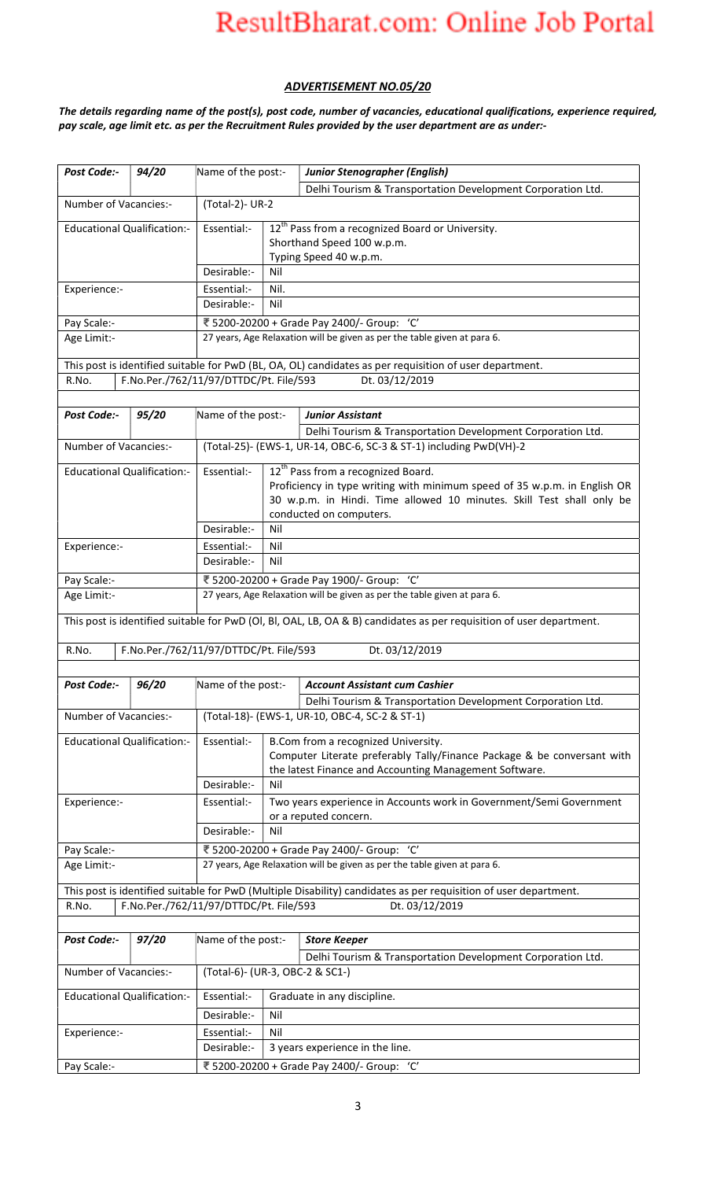## ADVERTISEMENT NO.05/20

***The details regarding name of the post(s), post code, number of vacancies, educational qualifications, experience required, pay scale, age limit etc. as per the Recruitment Rules provided by the user department are as under:-***

| | | | |
|---|---|---|---|
| ***Post Code:-*** **94/20** | Name of the post:- | ***Junior Stenographer (English)*** | |
| | | Delhi Tourism & Transportation Development Corporation Ltd. | |
| Number of Vacancies:- | (Total-2)- UR-2 | | |
| Educational Qualification:- | Essential:- | 12th Pass from a recognized Board or University.<br>Shorthand Speed 100 w.p.m.<br>Typing Speed 40 w.p.m. | |
| | Desirable:- | Nil | |
| Experience:- | Essential:- | Nil. | |
| | Desirable:- | Nil | |
| Pay Scale:- | ₹ 5200-20200 + Grade Pay 2400/- Group: 'C' | | |
| Age Limit:- | 27 years, Age Relaxation will be given as per the table given at para 6. | | |
| This post is identified suitable for PwD (BL, OA, OL) candidates as per requisition of user department. | | | |
| R.No. | F.No.Per./762/11/97/DTTDC/Pt. File/593 | Dt. 03/12/2019 | |

| | | | |
|---|---|---|---|
| ***Post Code:-*** **95/20** | Name of the post:- | ***Junior Assistant*** | |
| | | Delhi Tourism & Transportation Development Corporation Ltd. | |
| Number of Vacancies:- | (Total-25)- (EWS-1, UR-14, OBC-6, SC-3 & ST-1) including PwD(VH)-2 | | |
| Educational Qualification:- | Essential:- | 12th Pass from a recognized Board.<br>Proficiency in type writing with minimum speed of 35 w.p.m. in English OR 30 w.p.m. in Hindi. Time allowed 10 minutes. Skill Test shall only be conducted on computers. | |
| | Desirable:- | Nil | |
| Experience:- | Essential:- | Nil | |
| | Desirable:- | Nil | |
| Pay Scale:- | ₹ 5200-20200 + Grade Pay 1900/- Group: 'C' | | |
| Age Limit:- | 27 years, Age Relaxation will be given as per the table given at para 6. | | |
| This post is identified suitable for PwD (Ol, Bl, OAL, LB, OA & B) candidates as per requisition of user department. | | | |
| R.No. | F.No.Per./762/11/97/DTTDC/Pt. File/593 | Dt. 03/12/2019 | |

| | | | |
|---|---|---|---|
| ***Post Code:-*** **96/20** | Name of the post:- | ***Account Assistant cum Cashier*** | |
| | | Delhi Tourism & Transportation Development Corporation Ltd. | |
| Number of Vacancies:- | (Total-18)- (EWS-1, UR-10, OBC-4, SC-2 & ST-1) | | |
| Educational Qualification:- | Essential:- | B.Com from a recognized University.<br>Computer Literate preferably Tally/Finance Package & be conversant with the latest Finance and Accounting Management Software. | |
| | Desirable:- | Nil | |
| Experience:- | Essential:- | Two years experience in Accounts work in Government/Semi Government or a reputed concern. | |
| | Desirable:- | Nil | |
| Pay Scale:- | ₹ 5200-20200 + Grade Pay 2400/- Group: 'C' | | |
| Age Limit:- | 27 years, Age Relaxation will be given as per the table given at para 6. | | |
| This post is identified suitable for PwD (Multiple Disability) candidates as per requisition of user department. | | | |
| R.No. | F.No.Per./762/11/97/DTTDC/Pt. File/593 | Dt. 03/12/2019 | |

| | | | |
|---|---|---|---|
| ***Post Code:-*** **97/20** | Name of the post:- | ***Store Keeper*** | |
| | | Delhi Tourism & Transportation Development Corporation Ltd. | |
| Number of Vacancies:- | (Total-6)- (UR-3, OBC-2 & SC1-) | | |
| Educational Qualification:- | Essential:- | Graduate in any discipline. | |
| | Desirable:- | Nil | |
| Experience:- | Essential:- | Nil | |
| | Desirable:- | 3 years experience in the line. | |
| Pay Scale:- | ₹ 5200-20200 + Grade Pay 2400/- Group: 'C' | | |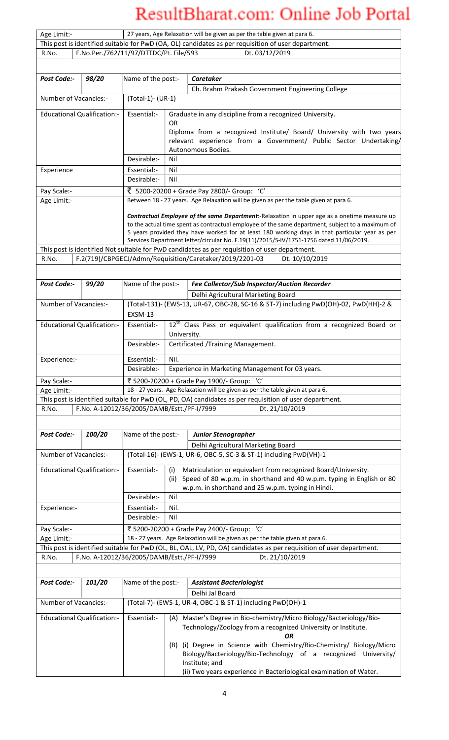| Age Limit:- | 27 years, Age Relaxation will be given as per the table given at para 6. |
|---|---|
| This post is identified suitable for PwD (OA, OL) candidates as per requisition of user department. | |
| R.No. F.No.Per./762/11/97/DTTDC/Pt. File/593 | Dt. 03/12/2019 |

| Post Code:- | 98/20 | Name of the post:- | ***Caretaker*** |
|---|---|---|---|
| | | | Ch. Brahm Prakash Government Engineering College |
| Number of Vacancies:- | | (Total-1)- (UR-1) | |
| Educational Qualification:- | | Essential:- | Graduate in any discipline from a recognized University. OR Diploma from a recognized Institute/ Board/ University with two years relevant experience from a Government/ Public Sector Undertaking/ Autonomous Bodies. |
| | | Desirable:- | Nil |
| Experience | | Essential:- | Nil |
| | | Desirable:- | Nil |
| Pay Scale:- | | ₹ 5200-20200 + Grade Pay 2800/- Group: 'C' | |
| Age Limit:- | | Between 18 - 27 years. Age Relaxation will be given as per the table given at para 6. ***Contractual Employee of the same Department***:-Relaxation in upper age as a onetime measure up to the actual time spent as contractual employee of the same department, subject to a maximum of 5 years provided they have worked for at least 180 working days in that particular year as per Services Department letter/circular No. F.19(11)/2015/S-IV/1751-1756 dated 11/06/2019. | |
| This post is identified Not suitable for PwD candidates as per requisition of user department. | | | |
| R.No. | F.2(719)/CBPGECJ/Admn/Requisition/Caretaker/2019/2201-03 | | Dt. 10/10/2019 |

| Post Code:- | 99/20 | Name of the post:- | ***Fee Collector/Sub Inspector/Auction Recorder*** |
|---|---|---|---|
| | | | Delhi Agricultural Marketing Board |
| Number of Vacancies:- | | (Total-131)- (EWS-13, UR-67, OBC-28, SC-16 & ST-7) including PwD(OH)-02, PwD(HH)-2 & EXSM-13 | |
| Educational Qualification:- | | Essential:- | 12th Class Pass or equivalent qualification from a recognized Board or University. |
| | | Desirable:- | Certificated /Training Management. |
| Experience:- | | Essential:- | Nil. |
| | | Desirable:- | Experience in Marketing Management for 03 years. |
| Pay Scale:- | | ₹ 5200-20200 + Grade Pay 1900/- Group: 'C' | |
| Age Limit:- | | 18 - 27 years. Age Relaxation will be given as per the table given at para 6. | |
| This post is identified suitable for PwD (OL, PD, OA) candidates as per requisition of user department. | | | |
| R.No. | F.No. A-12012/36/2005/DAMB/Estt./PF-I/7999 | | Dt. 21/10/2019 |

| Post Code:- | 100/20 | Name of the post:- | ***Junior Stenographer*** |
|---|---|---|---|
| | | | Delhi Agricultural Marketing Board |
| Number of Vacancies:- | | (Total-16)- (EWS-1, UR-6, OBC-5, SC-3 & ST-1) including PwD(VH)-1 | |
| Educational Qualification:- | | Essential:- | (i) Matriculation or equivalent from recognized Board/University. (ii) Speed of 80 w.p.m. in shorthand and 40 w.p.m. typing in English or 80 w.p.m. in shorthand and 25 w.p.m. typing in Hindi. |
| | | Desirable:- | Nil |
| Experience:- | | Essential:- | Nil. |
| | | Desirable:- | Nil |
| Pay Scale:- | | ₹ 5200-20200 + Grade Pay 2400/- Group: 'C' | |
| Age Limit:- | | 18 - 27 years. Age Relaxation will be given as per the table given at para 6. | |
| This post is identified suitable for PwD (OL, BL, OAL, LV, PD, OA) candidates as per requisition of user department. | | | |
| R.No. | F.No. A-12012/36/2005/DAMB/Estt./PF-I/7999 | | Dt. 21/10/2019 |

| Post Code:- | 101/20 | Name of the post:- | ***Assistant Bacteriologist*** |
|---|---|---|---|
| | | | Delhi Jal Board |
| Number of Vacancies:- | | (Total-7)- (EWS-1, UR-4, OBC-1 & ST-1) including PwD(OH)-1 | |
| Educational Qualification:- | | Essential:- | (A) Master's Degree in Bio-chemistry/Micro Biology/Bacteriology/Bio-Technology/Zoology from a recognized University or Institute. ***OR*** (B) (i) Degree in Science with Chemistry/Bio-Chemistry/ Biology/Micro Biology/Bacteriology/Bio-Technology of a recognized University/ Institute; and (ii) Two years experience in Bacteriological examination of Water. |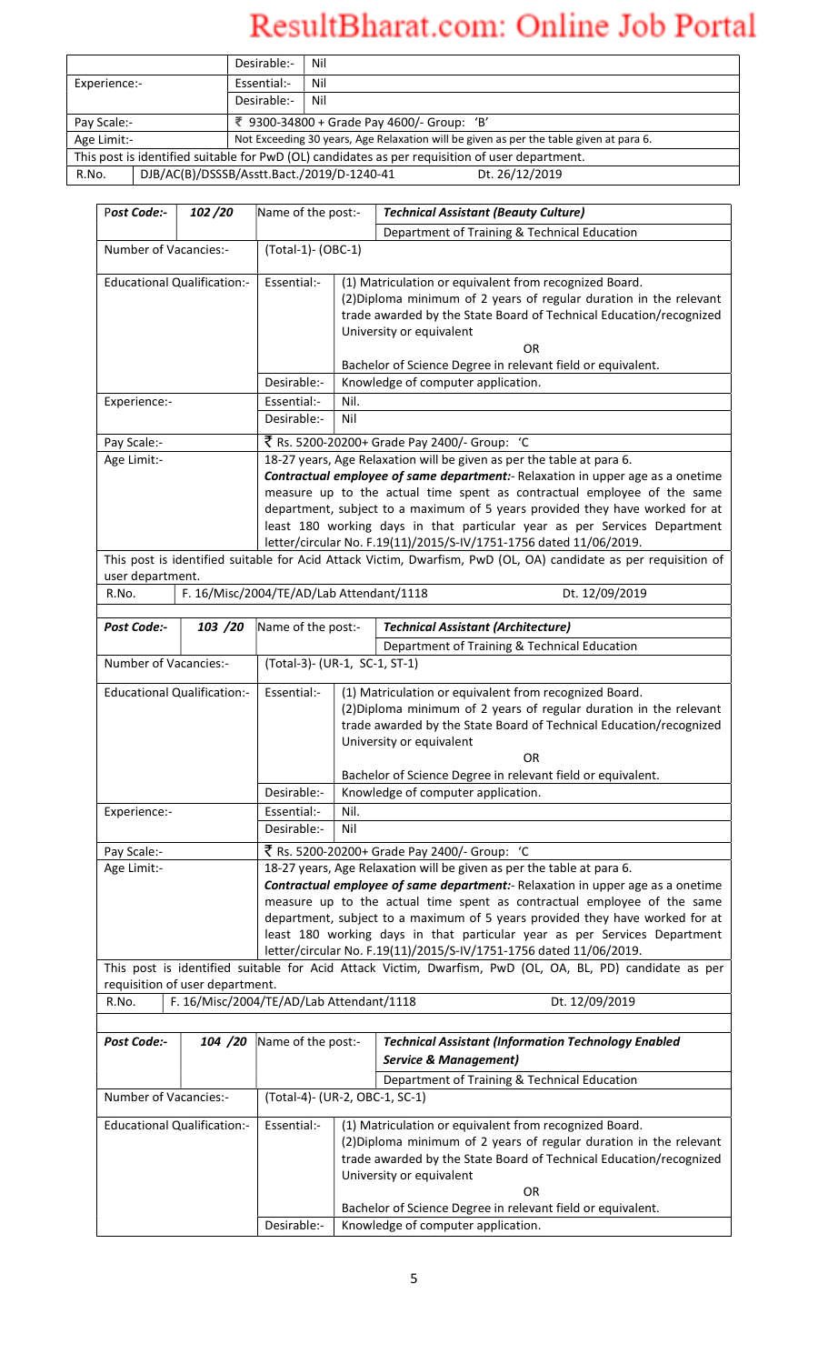| | | | |
|---|---|---|---|
| | Desirable:- | Nil | |
| Experience:- | Essential:- | Nil | |
| | Desirable:- | Nil | |
| Pay Scale:- | ₹ 9300-34800 + Grade Pay 4600/- Group: 'B' | | |
| Age Limit:- | Not Exceeding 30 years, Age Relaxation will be given as per the table given at para 6. | | |
| This post is identified suitable for PwD (OL) candidates as per requisition of user department. | | | |
| R.No. | DJB/AC(B)/DSSSB/Asstt.Bact./2019/D-1240-41 | | Dt. 26/12/2019 |

| | | | | |
|---|---|---|---|---|
| ***Post Code:-*** | ***102 /20*** | Name of the post:- | | ***Technical Assistant (Beauty Culture)*** |
| | | | | Department of Training & Technical Education |
| Number of Vacancies:- | | (Total-1)- (OBC-1) | | |
| Educational Qualification:- | | Essential:- | | (1) Matriculation or equivalent from recognized Board.<br>(2)Diploma minimum of 2 years of regular duration in the relevant trade awarded by the State Board of Technical Education/recognized University or equivalent<br>OR<br>Bachelor of Science Degree in relevant field or equivalent. |
| | | Desirable:- | | Knowledge of computer application. |
| Experience:- | | Essential:- | Nil. | |
| | | Desirable:- | Nil | |
| Pay Scale:- | | ₹ Rs. 5200-20200+ Grade Pay 2400/- Group: 'C | | |
| Age Limit:- | | 18-27 years, Age Relaxation will be given as per the table at para 6.<br>***Contractual employee of same department:***- Relaxation in upper age as a onetime measure up to the actual time spent as contractual employee of the same department, subject to a maximum of 5 years provided they have worked for at least 180 working days in that particular year as per Services Department letter/circular No. F.19(11)/2015/S-IV/1751-1756 dated 11/06/2019. | | |
| This post is identified suitable for Acid Attack Victim, Dwarfism, PwD (OL, OA) candidate as per requisition of user department. | | | | |
| R.No. | F. 16/Misc/2004/TE/AD/Lab Attendant/1118 | | | Dt. 12/09/2019 |

| | | | | |
|---|---|---|---|---|
| ***Post Code:-*** | ***103 /20*** | Name of the post:- | | ***Technical Assistant (Architecture)*** |
| | | | | Department of Training & Technical Education |
| Number of Vacancies:- | | (Total-3)- (UR-1, SC-1, ST-1) | | |
| Educational Qualification:- | | Essential:- | | (1) Matriculation or equivalent from recognized Board.<br>(2)Diploma minimum of 2 years of regular duration in the relevant trade awarded by the State Board of Technical Education/recognized University or equivalent<br>OR<br>Bachelor of Science Degree in relevant field or equivalent. |
| | | Desirable:- | | Knowledge of computer application. |
| Experience:- | | Essential:- | Nil. | |
| | | Desirable:- | Nil | |
| Pay Scale:- | | ₹ Rs. 5200-20200+ Grade Pay 2400/- Group: 'C | | |
| Age Limit:- | | 18-27 years, Age Relaxation will be given as per the table at para 6.<br>***Contractual employee of same department:***- Relaxation in upper age as a onetime measure up to the actual time spent as contractual employee of the same department, subject to a maximum of 5 years provided they have worked for at least 180 working days in that particular year as per Services Department letter/circular No. F.19(11)/2015/S-IV/1751-1756 dated 11/06/2019. | | |
| This post is identified suitable for Acid Attack Victim, Dwarfism, PwD (OL, OA, BL, PD) candidate as per requisition of user department. | | | | |
| R.No. | F. 16/Misc/2004/TE/AD/Lab Attendant/1118 | | | Dt. 12/09/2019 |

| | | | | |
|---|---|---|---|---|
| ***Post Code:-*** | ***104 /20*** | Name of the post:- | | ***Technical Assistant (Information Technology Enabled Service & Management)*** |
| | | | | Department of Training & Technical Education |
| Number of Vacancies:- | | (Total-4)- (UR-2, OBC-1, SC-1) | | |
| Educational Qualification:- | | Essential:- | | (1) Matriculation or equivalent from recognized Board.<br>(2)Diploma minimum of 2 years of regular duration in the relevant trade awarded by the State Board of Technical Education/recognized University or equivalent<br>OR<br>Bachelor of Science Degree in relevant field or equivalent. |
| | | Desirable:- | | Knowledge of computer application. |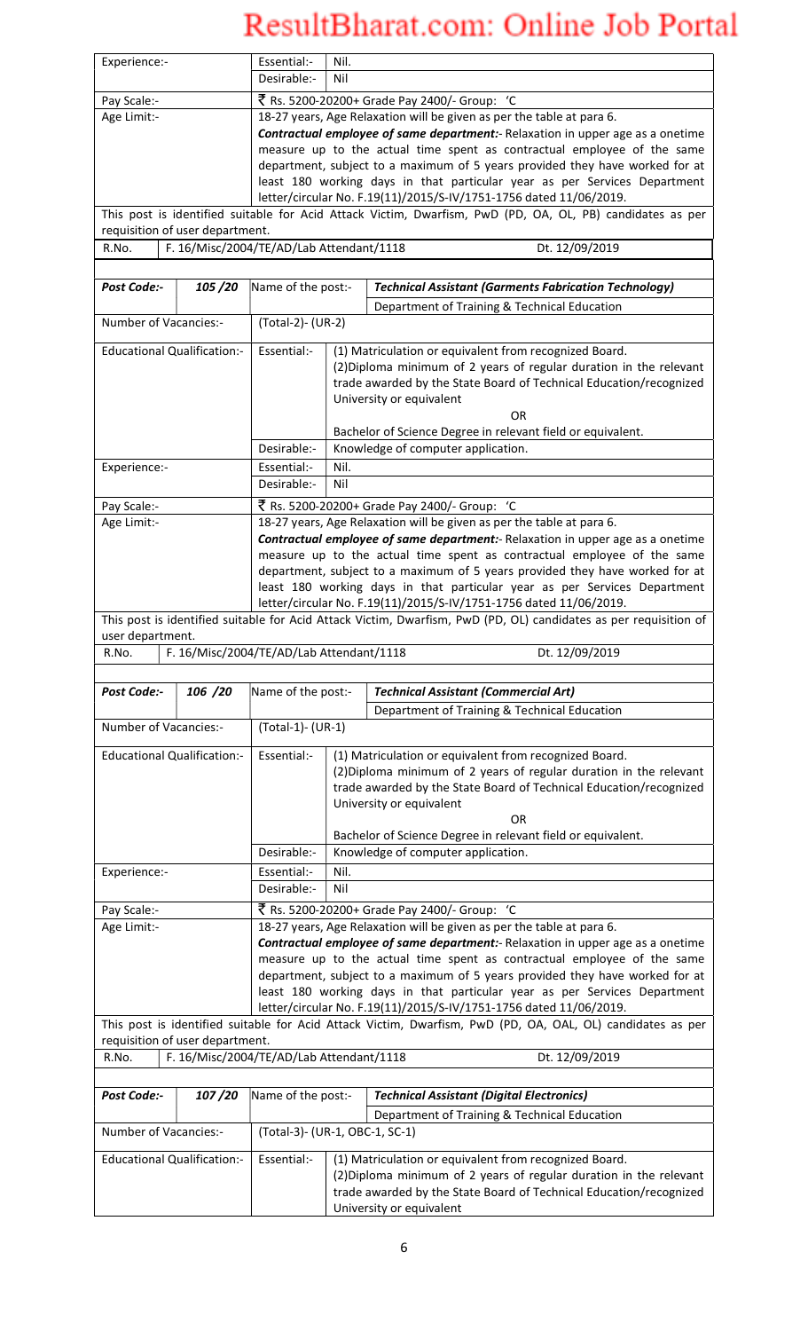| | | | |
|---|---|---|---|
| Experience:- | Essential:- | Nil. | |
| | Desirable:- | Nil | |
| Pay Scale:- | ₹ Rs. 5200-20200+ Grade Pay 2400/- Group: 'C | | |
| Age Limit:- | 18-27 years, Age Relaxation will be given as per the table at para 6. ***Contractual employee of same department:***- Relaxation in upper age as a onetime measure up to the actual time spent as contractual employee of the same department, subject to a maximum of 5 years provided they have worked for at least 180 working days in that particular year as per Services Department letter/circular No. F.19(11)/2015/S-IV/1751-1756 dated 11/06/2019. | | |

This post is identified suitable for Acid Attack Victim, Dwarfism, PwD (PD, OA, OL, PB) candidates as per requisition of user department.

R.No. F. 16/Misc/2004/TE/AD/Lab Attendant/1118 Dt. 12/09/2019

| | | | |
|---|---|---|---|
| ***Post Code:- 105 /20*** | Name of the post:- | ***Technical Assistant (Garments Fabrication Technology)*** Department of Training & Technical Education | |
| Number of Vacancies:- | (Total-2)- (UR-2) | | |
| Educational Qualification:- | Essential:- | (1) Matriculation or equivalent from recognized Board. (2)Diploma minimum of 2 years of regular duration in the relevant trade awarded by the State Board of Technical Education/recognized University or equivalent OR Bachelor of Science Degree in relevant field or equivalent. | |
| | Desirable:- | Knowledge of computer application. | |
| Experience:- | Essential:- | Nil. | |
| | Desirable:- | Nil | |
| Pay Scale:- | ₹ Rs. 5200-20200+ Grade Pay 2400/- Group: 'C | | |
| Age Limit:- | 18-27 years, Age Relaxation will be given as per the table at para 6. ***Contractual employee of same department:***- Relaxation in upper age as a onetime measure up to the actual time spent as contractual employee of the same department, subject to a maximum of 5 years provided they have worked for at least 180 working days in that particular year as per Services Department letter/circular No. F.19(11)/2015/S-IV/1751-1756 dated 11/06/2019. | | |

This post is identified suitable for Acid Attack Victim, Dwarfism, PwD (PD, OL) candidates as per requisition of user department.

R.No. F. 16/Misc/2004/TE/AD/Lab Attendant/1118 Dt. 12/09/2019

| | | | |
|---|---|---|---|
| ***Post Code:- 106 /20*** | Name of the post:- | ***Technical Assistant (Commercial Art)*** Department of Training & Technical Education | |
| Number of Vacancies:- | (Total-1)- (UR-1) | | |
| Educational Qualification:- | Essential:- | (1) Matriculation or equivalent from recognized Board. (2)Diploma minimum of 2 years of regular duration in the relevant trade awarded by the State Board of Technical Education/recognized University or equivalent OR Bachelor of Science Degree in relevant field or equivalent. | |
| | Desirable:- | Knowledge of computer application. | |
| Experience:- | Essential:- | Nil. | |
| | Desirable:- | Nil | |
| Pay Scale:- | ₹ Rs. 5200-20200+ Grade Pay 2400/- Group: 'C | | |
| Age Limit:- | 18-27 years, Age Relaxation will be given as per the table at para 6. ***Contractual employee of same department:***- Relaxation in upper age as a onetime measure up to the actual time spent as contractual employee of the same department, subject to a maximum of 5 years provided they have worked for at least 180 working days in that particular year as per Services Department letter/circular No. F.19(11)/2015/S-IV/1751-1756 dated 11/06/2019. | | |

This post is identified suitable for Acid Attack Victim, Dwarfism, PwD (PD, OA, OAL, OL) candidates as per requisition of user department.

R.No. F. 16/Misc/2004/TE/AD/Lab Attendant/1118 Dt. 12/09/2019

| | | | |
|---|---|---|---|
| ***Post Code:- 107 /20*** | Name of the post:- | ***Technical Assistant (Digital Electronics)*** Department of Training & Technical Education | |
| Number of Vacancies:- | (Total-3)- (UR-1, OBC-1, SC-1) | | |
| Educational Qualification:- | Essential:- | (1) Matriculation or equivalent from recognized Board. (2)Diploma minimum of 2 years of regular duration in the relevant trade awarded by the State Board of Technical Education/recognized University or equivalent | |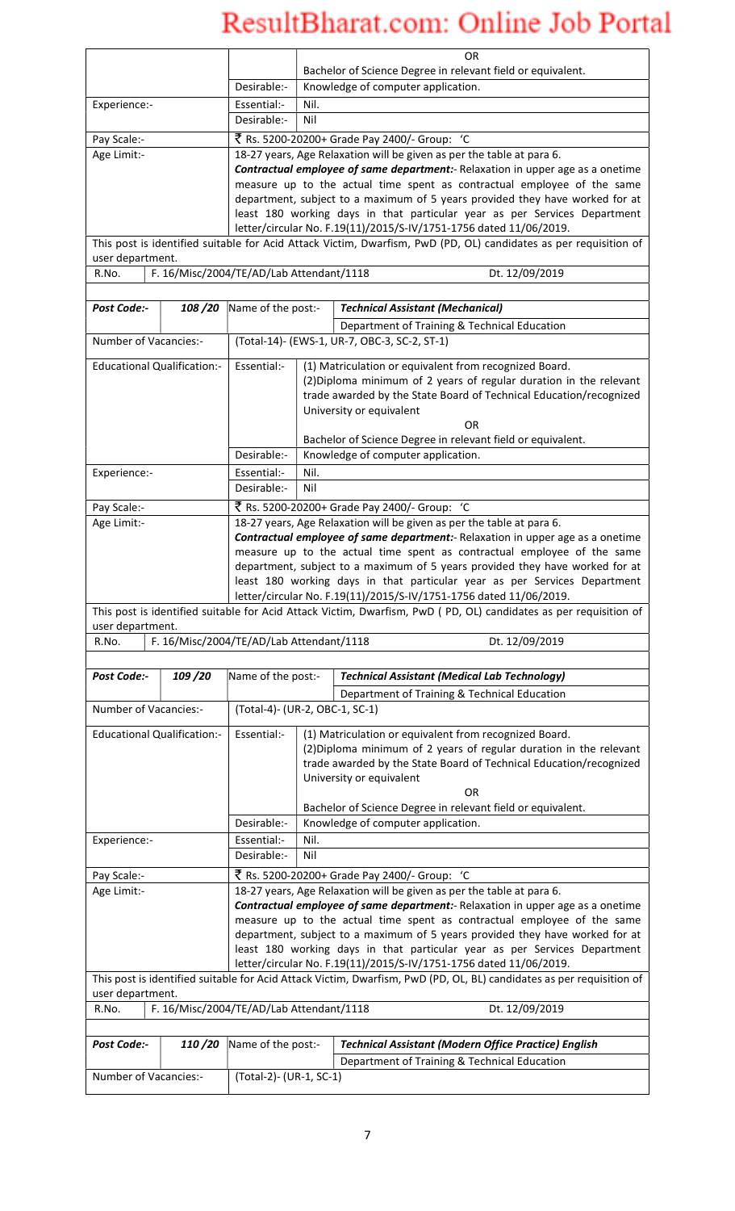| | | | |
|---|---|---|---|
| | | | OR<br>Bachelor of Science Degree in relevant field or equivalent. |
| | Desirable:- | | Knowledge of computer application. |
| Experience:- | Essential:- | Nil. | |
| | Desirable:- | Nil | |
| Pay Scale:- | ₹ Rs. 5200-20200+ Grade Pay 2400/- Group: 'C | | |
| Age Limit:- | 18-27 years, Age Relaxation will be given as per the table at para 6.<br>***Contractual employee of same department:***- Relaxation in upper age as a onetime measure up to the actual time spent as contractual employee of the same department, subject to a maximum of 5 years provided they have worked for at least 180 working days in that particular year as per Services Department letter/circular No. F.19(11)/2015/S-IV/1751-1756 dated 11/06/2019. | | |

This post is identified suitable for Acid Attack Victim, Dwarfism, PwD (PD, OL) candidates as per requisition of user department.

| | | |
|---|---|---|
| R.No. | F. 16/Misc/2004/TE/AD/Lab Attendant/1118 | Dt. 12/09/2019 |

| | | | |
|---|---|---|---|
| ***Post Code:- 108 /20*** | Name of the post:- | | ***Technical Assistant (Mechanical)***<br>Department of Training & Technical Education |
| Number of Vacancies:- | (Total-14)- (EWS-1, UR-7, OBC-3, SC-2, ST-1) | | |
| Educational Qualification:- | Essential:- | | (1) Matriculation or equivalent from recognized Board.<br>(2)Diploma minimum of 2 years of regular duration in the relevant trade awarded by the State Board of Technical Education/recognized University or equivalent<br>OR<br>Bachelor of Science Degree in relevant field or equivalent. |
| | Desirable:- | | Knowledge of computer application. |
| Experience:- | Essential:- | Nil. | |
| | Desirable:- | Nil | |
| Pay Scale:- | ₹ Rs. 5200-20200+ Grade Pay 2400/- Group: 'C | | |
| Age Limit:- | 18-27 years, Age Relaxation will be given as per the table at para 6.<br>***Contractual employee of same department:***- Relaxation in upper age as a onetime measure up to the actual time spent as contractual employee of the same department, subject to a maximum of 5 years provided they have worked for at least 180 working days in that particular year as per Services Department letter/circular No. F.19(11)/2015/S-IV/1751-1756 dated 11/06/2019. | | |

This post is identified suitable for Acid Attack Victim, Dwarfism, PwD ( PD, OL) candidates as per requisition of user department.

| | | |
|---|---|---|
| R.No. | F. 16/Misc/2004/TE/AD/Lab Attendant/1118 | Dt. 12/09/2019 |

| | | | |
|---|---|---|---|
| ***Post Code:- 109 /20*** | Name of the post:- | | ***Technical Assistant (Medical Lab Technology)***<br>Department of Training & Technical Education |
| Number of Vacancies:- | (Total-4)- (UR-2, OBC-1, SC-1) | | |
| Educational Qualification:- | Essential:- | | (1) Matriculation or equivalent from recognized Board.<br>(2)Diploma minimum of 2 years of regular duration in the relevant trade awarded by the State Board of Technical Education/recognized University or equivalent<br>OR<br>Bachelor of Science Degree in relevant field or equivalent. |
| | Desirable:- | | Knowledge of computer application. |
| Experience:- | Essential:- | Nil. | |
| | Desirable:- | Nil | |
| Pay Scale:- | ₹ Rs. 5200-20200+ Grade Pay 2400/- Group: 'C | | |
| Age Limit:- | 18-27 years, Age Relaxation will be given as per the table at para 6.<br>***Contractual employee of same department:***- Relaxation in upper age as a onetime measure up to the actual time spent as contractual employee of the same department, subject to a maximum of 5 years provided they have worked for at least 180 working days in that particular year as per Services Department letter/circular No. F.19(11)/2015/S-IV/1751-1756 dated 11/06/2019. | | |

This post is identified suitable for Acid Attack Victim, Dwarfism, PwD (PD, OL, BL) candidates as per requisition of user department.

| | | |
|---|---|---|
| R.No. | F. 16/Misc/2004/TE/AD/Lab Attendant/1118 | Dt. 12/09/2019 |

| | | | |
|---|---|---|---|
| ***Post Code:- 110 /20*** | Name of the post:- | | ***Technical Assistant (Modern Office Practice) English***<br>Department of Training & Technical Education |
| Number of Vacancies:- | (Total-2)- (UR-1, SC-1) | | |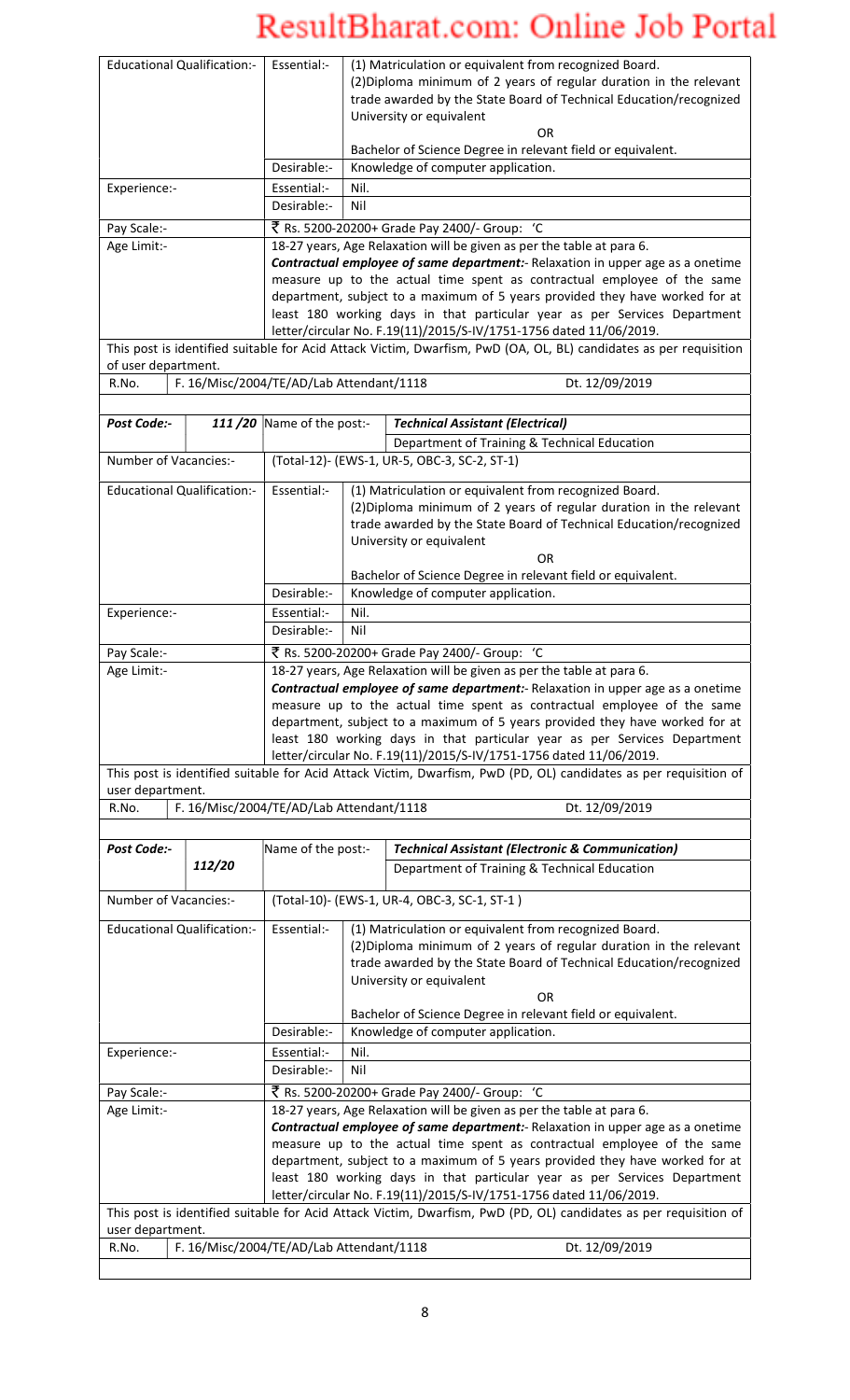| | | | |
|---|---|---|---|
| Educational Qualification:- | Essential:- | (1) Matriculation or equivalent from recognized Board.<br>(2)Diploma minimum of 2 years of regular duration in the relevant trade awarded by the State Board of Technical Education/recognized University or equivalent<br>OR<br>Bachelor of Science Degree in relevant field or equivalent. | |
| | Desirable:- | Knowledge of computer application. | |
| Experience:- | Essential:- | Nil. | |
| | Desirable:- | Nil | |
| Pay Scale:- | ₹ Rs. 5200-20200+ Grade Pay 2400/- Group: 'C | | |
| Age Limit:- | 18-27 years, Age Relaxation will be given as per the table at para 6.<br>***Contractual employee of same department:***- Relaxation in upper age as a onetime measure up to the actual time spent as contractual employee of the same department, subject to a maximum of 5 years provided they have worked for at least 180 working days in that particular year as per Services Department letter/circular No. F.19(11)/2015/S-IV/1751-1756 dated 11/06/2019. | | |
| This post is identified suitable for Acid Attack Victim, Dwarfism, PwD (OA, OL, BL) candidates as per requisition of user department. | | | |
| R.No. | F. 16/Misc/2004/TE/AD/Lab Attendant/1118 | | Dt. 12/09/2019 |

| | | | |
|---|---|---|---|
| ***Post Code:-*** | ***111 /20*** | Name of the post:- | ***Technical Assistant (Electrical)***<br>Department of Training & Technical Education |
| Number of Vacancies:- | (Total-12)- (EWS-1, UR-5, OBC-3, SC-2, ST-1) | | |
| Educational Qualification:- | Essential:- | (1) Matriculation or equivalent from recognized Board.<br>(2)Diploma minimum of 2 years of regular duration in the relevant trade awarded by the State Board of Technical Education/recognized University or equivalent<br>OR<br>Bachelor of Science Degree in relevant field or equivalent. | |
| | Desirable:- | Knowledge of computer application. | |
| Experience:- | Essential:- | Nil. | |
| | Desirable:- | Nil | |
| Pay Scale:- | ₹ Rs. 5200-20200+ Grade Pay 2400/- Group: 'C | | |
| Age Limit:- | 18-27 years, Age Relaxation will be given as per the table at para 6.<br>***Contractual employee of same department:***- Relaxation in upper age as a onetime measure up to the actual time spent as contractual employee of the same department, subject to a maximum of 5 years provided they have worked for at least 180 working days in that particular year as per Services Department letter/circular No. F.19(11)/2015/S-IV/1751-1756 dated 11/06/2019. | | |
| This post is identified suitable for Acid Attack Victim, Dwarfism, PwD (PD, OL) candidates as per requisition of user department. | | | |
| R.No. | F. 16/Misc/2004/TE/AD/Lab Attendant/1118 | | Dt. 12/09/2019 |

| | | | |
|---|---|---|---|
| ***Post Code:-*** | ***112/20*** | Name of the post:- | ***Technical Assistant (Electronic & Communication)***<br>Department of Training & Technical Education |
| Number of Vacancies:- | (Total-10)- (EWS-1, UR-4, OBC-3, SC-1, ST-1 ) | | |
| Educational Qualification:- | Essential:- | (1) Matriculation or equivalent from recognized Board.<br>(2)Diploma minimum of 2 years of regular duration in the relevant trade awarded by the State Board of Technical Education/recognized University or equivalent<br>OR<br>Bachelor of Science Degree in relevant field or equivalent. | |
| | Desirable:- | Knowledge of computer application. | |
| Experience:- | Essential:- | Nil. | |
| | Desirable:- | Nil | |
| Pay Scale:- | ₹ Rs. 5200-20200+ Grade Pay 2400/- Group: 'C | | |
| Age Limit:- | 18-27 years, Age Relaxation will be given as per the table at para 6.<br>***Contractual employee of same department:***- Relaxation in upper age as a onetime measure up to the actual time spent as contractual employee of the same department, subject to a maximum of 5 years provided they have worked for at least 180 working days in that particular year as per Services Department letter/circular No. F.19(11)/2015/S-IV/1751-1756 dated 11/06/2019. | | |
| This post is identified suitable for Acid Attack Victim, Dwarfism, PwD (PD, OL) candidates as per requisition of user department. | | | |
| R.No. | F. 16/Misc/2004/TE/AD/Lab Attendant/1118 | | Dt. 12/09/2019 |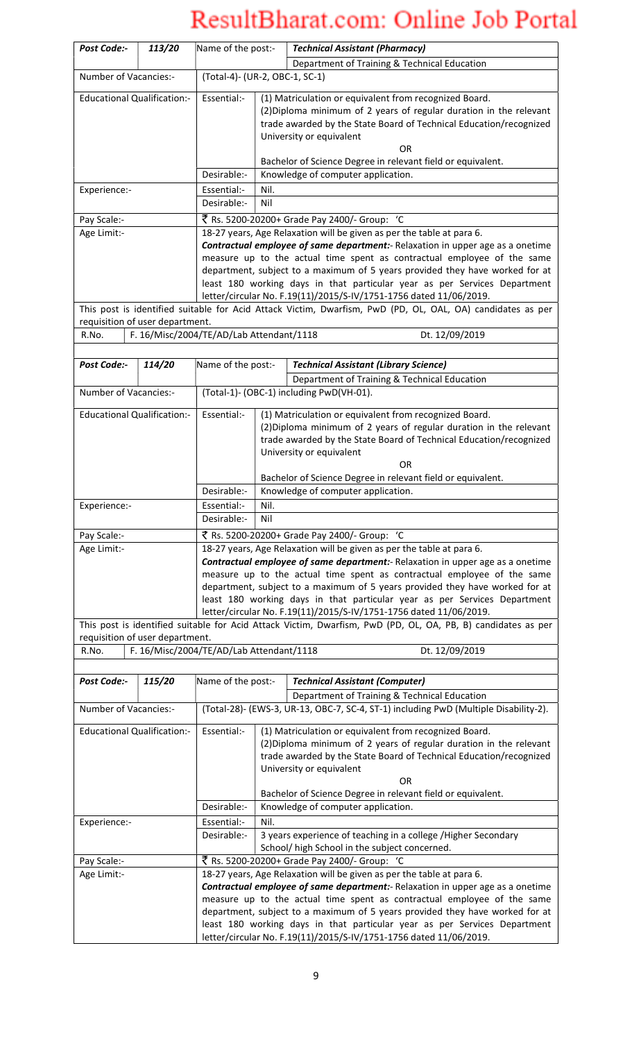| | | | | |
|---|---|---|---|---|
| ***Post Code:-*** | ***113/20*** | Name of the post:- | | ***Technical Assistant (Pharmacy)*** |
| | | | | Department of Training & Technical Education |
| Number of Vacancies:- | | (Total-4)- (UR-2, OBC-1, SC-1) | | |
| Educational Qualification:- | | Essential:- | (1) Matriculation or equivalent from recognized Board.<br>(2)Diploma minimum of 2 years of regular duration in the relevant trade awarded by the State Board of Technical Education/recognized University or equivalent<br>OR<br>Bachelor of Science Degree in relevant field or equivalent. | |
| | | Desirable:- | Knowledge of computer application. | |
| Experience:- | | Essential:- | Nil. | |
| | | Desirable:- | Nil | |
| Pay Scale:- | | ₹ Rs. 5200-20200+ Grade Pay 2400/- Group: 'C | | |
| Age Limit:- | | 18-27 years, Age Relaxation will be given as per the table at para 6.<br>***Contractual employee of same department:***- Relaxation in upper age as a onetime measure up to the actual time spent as contractual employee of the same department, subject to a maximum of 5 years provided they have worked for at least 180 working days in that particular year as per Services Department letter/circular No. F.19(11)/2015/S-IV/1751-1756 dated 11/06/2019. | | |
| This post is identified suitable for Acid Attack Victim, Dwarfism, PwD (PD, OL, OAL, OA) candidates as per requisition of user department. | | | | |
| R.No. | F. 16/Misc/2004/TE/AD/Lab Attendant/1118 | | | Dt. 12/09/2019 |

| | | | | |
|---|---|---|---|---|
| ***Post Code:-*** | ***114/20*** | Name of the post:- | | ***Technical Assistant (Library Science)*** |
| | | | | Department of Training & Technical Education |
| Number of Vacancies:- | | (Total-1)- (OBC-1) including PwD(VH-01). | | |
| Educational Qualification:- | | Essential:- | (1) Matriculation or equivalent from recognized Board.<br>(2)Diploma minimum of 2 years of regular duration in the relevant trade awarded by the State Board of Technical Education/recognized University or equivalent<br>OR<br>Bachelor of Science Degree in relevant field or equivalent. | |
| | | Desirable:- | Knowledge of computer application. | |
| Experience:- | | Essential:- | Nil. | |
| | | Desirable:- | Nil | |
| Pay Scale:- | | ₹ Rs. 5200-20200+ Grade Pay 2400/- Group: 'C | | |
| Age Limit:- | | 18-27 years, Age Relaxation will be given as per the table at para 6.<br>***Contractual employee of same department:***- Relaxation in upper age as a onetime measure up to the actual time spent as contractual employee of the same department, subject to a maximum of 5 years provided they have worked for at least 180 working days in that particular year as per Services Department letter/circular No. F.19(11)/2015/S-IV/1751-1756 dated 11/06/2019. | | |
| This post is identified suitable for Acid Attack Victim, Dwarfism, PwD (PD, OL, OA, PB, B) candidates as per requisition of user department. | | | | |
| R.No. | F. 16/Misc/2004/TE/AD/Lab Attendant/1118 | | | Dt. 12/09/2019 |

| | | | | |
|---|---|---|---|---|
| ***Post Code:-*** | ***115/20*** | Name of the post:- | | ***Technical Assistant (Computer)*** |
| | | | | Department of Training & Technical Education |
| Number of Vacancies:- | | (Total-28)- (EWS-3, UR-13, OBC-7, SC-4, ST-1) including PwD (Multiple Disability-2). | | |
| Educational Qualification:- | | Essential:- | (1) Matriculation or equivalent from recognized Board.<br>(2)Diploma minimum of 2 years of regular duration in the relevant trade awarded by the State Board of Technical Education/recognized University or equivalent<br>OR<br>Bachelor of Science Degree in relevant field or equivalent. | |
| | | Desirable:- | Knowledge of computer application. | |
| Experience:- | | Essential:- | Nil. | |
| | | Desirable:- | 3 years experience of teaching in a college /Higher Secondary School/ high School in the subject concerned. | |
| Pay Scale:- | | ₹ Rs. 5200-20200+ Grade Pay 2400/- Group: 'C | | |
| Age Limit:- | | 18-27 years, Age Relaxation will be given as per the table at para 6.<br>***Contractual employee of same department:***- Relaxation in upper age as a onetime measure up to the actual time spent as contractual employee of the same department, subject to a maximum of 5 years provided they have worked for at least 180 working days in that particular year as per Services Department letter/circular No. F.19(11)/2015/S-IV/1751-1756 dated 11/06/2019. | | |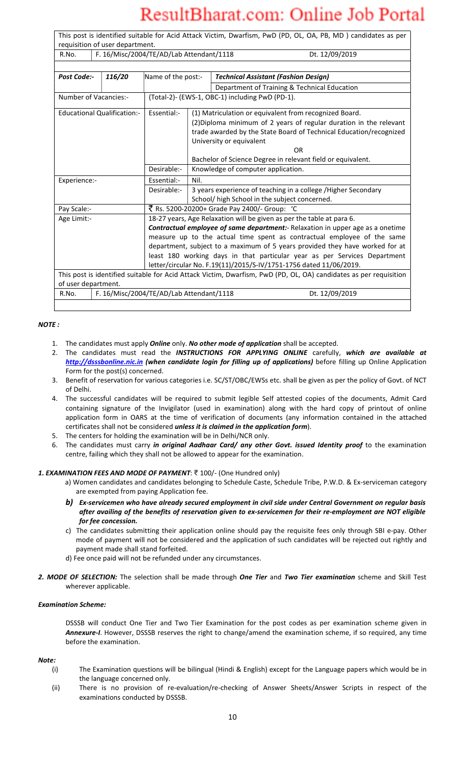| | | | | |
|---|---|---|---|---|
| This post is identified suitable for Acid Attack Victim, Dwarfism, PwD (PD, OL, OA, PB, MD ) candidates as per requisition of user department. | | | | |
| R.No. | F. 16/Misc/2004/TE/AD/Lab Attendant/1118 Dt. 12/09/2019 | | | |
| **Post Code:-** | ***116/20*** | Name of the post:- | | ***Technical Assistant (Fashion Design)*** |
| | | | | Department of Training & Technical Education |
| Number of Vacancies:- | | (Total-2)- (EWS-1, OBC-1) including PwD (PD-1). | | |
| Educational Qualification:- | | Essential:- | (1) Matriculation or equivalent from recognized Board.<br>(2)Diploma minimum of 2 years of regular duration in the relevant trade awarded by the State Board of Technical Education/recognized University or equivalent<br>OR<br>Bachelor of Science Degree in relevant field or equivalent. | |
| | | Desirable:- | Knowledge of computer application. | |
| Experience:- | | Essential:- | Nil. | |
| | | Desirable:- | 3 years experience of teaching in a college /Higher Secondary School/ high School in the subject concerned. | |
| Pay Scale:- | | ₹ Rs. 5200-20200+ Grade Pay 2400/- Group: 'C | | |
| Age Limit:- | | 18-27 years, Age Relaxation will be given as per the table at para 6.<br>***Contractual employee of same department:-*** Relaxation in upper age as a onetime measure up to the actual time spent as contractual employee of the same department, subject to a maximum of 5 years provided they have worked for at least 180 working days in that particular year as per Services Department letter/circular No. F.19(11)/2015/S-IV/1751-1756 dated 11/06/2019. | | |
| This post is identified suitable for Acid Attack Victim, Dwarfism, PwD (PD, OL, OA) candidates as per requisition of user department. | | | | |
| R.No. | F. 16/Misc/2004/TE/AD/Lab Attendant/1118 Dt. 12/09/2019 | | | |

***NOTE :***

1. The candidates must apply ***Online*** only. ***No other mode of application*** shall be accepted.
2. The candidates must read the ***INSTRUCTIONS FOR APPLYING ONLINE*** carefully, ***which are available at http://dsssbonline.nic.in (when candidate login for filling up of applications)*** before filling up Online Application Form for the post(s) concerned.
3. Benefit of reservation for various categories i.e. SC/ST/OBC/EWSs etc. shall be given as per the policy of Govt. of NCT of Delhi.
4. The successful candidates will be required to submit legible Self attested copies of the documents, Admit Card containing signature of the Invigilator (used in examination) along with the hard copy of printout of online application form in OARS at the time of verification of documents (any information contained in the attached certificates shall not be considered ***unless it is claimed in the application form***).
5. The centers for holding the examination will be in Delhi/NCR only.
6. The candidates must carry ***in original Aadhaar Card/ any other Govt. issued Identity proof*** to the examination centre, failing which they shall not be allowed to appear for the examination.

***1. EXAMINATION FEES AND MODE OF PAYMENT***: ₹ 100/- (One Hundred only)

a) Women candidates and candidates belonging to Schedule Caste, Schedule Tribe, P.W.D. & Ex-serviceman category are exempted from paying Application fee.

***b) Ex-servicemen who have already secured employment in civil side under Central Government on regular basis after availing of the benefits of reservation given to ex-servicemen for their re-employment are NOT eligible for fee concession.***

c) The candidates submitting their application online should pay the requisite fees only through SBI e-pay. Other mode of payment will not be considered and the application of such candidates will be rejected out rightly and payment made shall stand forfeited.

d) Fee once paid will not be refunded under any circumstances.

***2. MODE OF SELECTION:*** The selection shall be made through ***One Tier*** and ***Two Tier examination*** scheme and Skill Test wherever applicable.

***Examination Scheme:***

DSSSB will conduct One Tier and Two Tier Examination for the post codes as per examination scheme given in ***Annexure-I***. However, DSSSB reserves the right to change/amend the examination scheme, if so required, any time before the examination.

***Note:***

(i) The Examination questions will be bilingual (Hindi & English) except for the Language papers which would be in the language concerned only.

(ii) There is no provision of re-evaluation/re-checking of Answer Sheets/Answer Scripts in respect of the examinations conducted by DSSSB.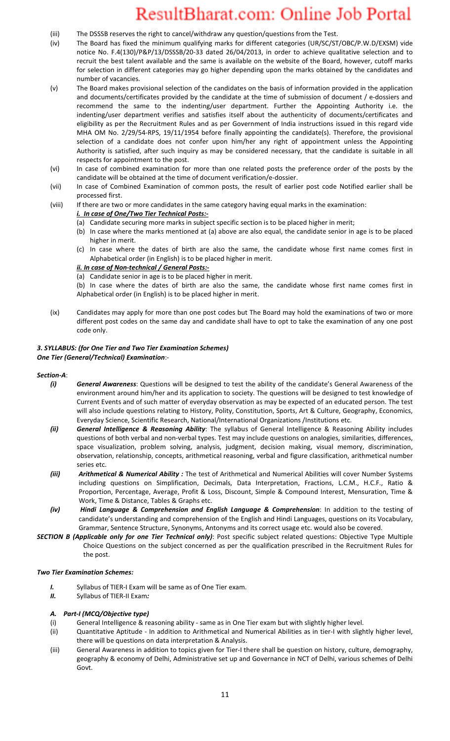(iii) The DSSSB reserves the right to cancel/withdraw any question/questions from the Test.

(iv) The Board has fixed the minimum qualifying marks for different categories (UR/SC/ST/OBC/P.W.D/EXSM) vide notice No. F.4(130)/P&P/13/DSSSB/20-33 dated 26/04/2013, in order to achieve qualitative selection and to recruit the best talent available and the same is available on the website of the Board, however, cutoff marks for selection in different categories may go higher depending upon the marks obtained by the candidates and number of vacancies.

(v) The Board makes provisional selection of the candidates on the basis of information provided in the application and documents/certificates provided by the candidate at the time of submission of document / e-dossiers and recommend the same to the indenting/user department. Further the Appointing Authority i.e. the indenting/user department verifies and satisfies itself about the authenticity of documents/certificates and eligibility as per the Recruitment Rules and as per Government of India instructions issued in this regard vide MHA OM No. 2/29/54-RPS, 19/11/1954 before finally appointing the candidate(s). Therefore, the provisional selection of a candidate does not confer upon him/her any right of appointment unless the Appointing Authority is satisfied, after such inquiry as may be considered necessary, that the candidate is suitable in all respects for appointment to the post.

(vi) In case of combined examination for more than one related posts the preference order of the posts by the candidate will be obtained at the time of document verification/e-dossier.

(vii) In case of Combined Examination of common posts, the result of earlier post code Notified earlier shall be processed first.

(viii) If there are two or more candidates in the same category having equal marks in the examination:

***i. In case of One/Two Tier Technical Posts:-***

(a) Candidate securing more marks in subject specific section is to be placed higher in merit;

(b) In case where the marks mentioned at (a) above are also equal, the candidate senior in age is to be placed higher in merit.

(c) In case where the dates of birth are also the same, the candidate whose first name comes first in Alphabetical order (in English) is to be placed higher in merit.

***ii. In case of Non-technical / General Posts:-***

(a) Candidate senior in age is to be placed higher in merit.

(b) In case where the dates of birth are also the same, the candidate whose first name comes first in Alphabetical order (in English) is to be placed higher in merit.

(ix) Candidates may apply for more than one post codes but The Board may hold the examinations of two or more different post codes on the same day and candidate shall have to opt to take the examination of any one post code only.

***3. SYLLABUS: (for One Tier and Two Tier Examination Schemes)***

***One Tier (General/Technical) Examination***:-

***Section-A***:

***(i) General Awareness***: Questions will be designed to test the ability of the candidate's General Awareness of the environment around him/her and its application to society. The questions will be designed to test knowledge of Current Events and of such matter of everyday observation as may be expected of an educated person. The test will also include questions relating to History, Polity, Constitution, Sports, Art & Culture, Geography, Economics, Everyday Science, Scientific Research, National/International Organizations /Institutions etc.

***(ii) General Intelligence & Reasoning Ability***: The syllabus of General Intelligence & Reasoning Ability includes questions of both verbal and non-verbal types. Test may include questions on analogies, similarities, differences, space visualization, problem solving, analysis, judgment, decision making, visual memory, discrimination, observation, relationship, concepts, arithmetical reasoning, verbal and figure classification, arithmetical number series etc.

***(iii) Arithmetical & Numerical Ability :*** The test of Arithmetical and Numerical Abilities will cover Number Systems including questions on Simplification, Decimals, Data Interpretation, Fractions, L.C.M., H.C.F., Ratio & Proportion, Percentage, Average, Profit & Loss, Discount, Simple & Compound Interest, Mensuration, Time & Work, Time & Distance, Tables & Graphs etc.

***(iv) Hindi Language & Comprehension and English Language & Comprehension***: In addition to the testing of candidate's understanding and comprehension of the English and Hindi Languages, questions on its Vocabulary, Grammar, Sentence Structure, Synonyms, Antonyms and its correct usage etc. would also be covered.

***SECTION B (Applicable only for one Tier Technical only)***: Post specific subject related questions: Objective Type Multiple Choice Questions on the subject concerned as per the qualification prescribed in the Recruitment Rules for the post.

***Two Tier Examination Schemes:***

***I.*** Syllabus of TIER-I Exam will be same as of One Tier exam.

***II.*** Syllabus of TIER-II Exam***:***

***A. Part-I (MCQ/Objective type)***

(i) General Intelligence & reasoning ability - same as in One Tier exam but with slightly higher level.

(ii) Quantitative Aptitude - In addition to Arithmetical and Numerical Abilities as in tier-I with slightly higher level, there will be questions on data interpretation & Analysis.

(iii) General Awareness in addition to topics given for Tier-I there shall be question on history, culture, demography, geography & economy of Delhi, Administrative set up and Governance in NCT of Delhi, various schemes of Delhi Govt.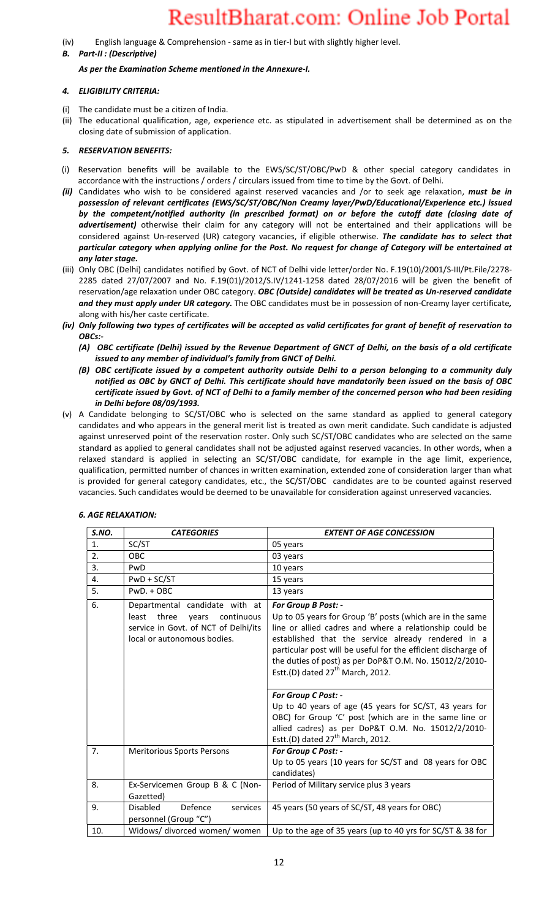(iv) English language & Comprehension - same as in tier-I but with slightly higher level.

***B. Part-II : (Descriptive)***

***As per the Examination Scheme mentioned in the Annexure-I.***

### ***4. ELIGIBILITY CRITERIA:***

(i) The candidate must be a citizen of India.

(ii) The educational qualification, age, experience etc. as stipulated in advertisement shall be determined as on the closing date of submission of application.

### ***5. RESERVATION BENEFITS:***

(i) Reservation benefits will be available to the EWS/SC/ST/OBC/PwD & other special category candidates in accordance with the instructions / orders / circulars issued from time to time by the Govt. of Delhi.

***(ii)*** Candidates who wish to be considered against reserved vacancies and /or to seek age relaxation, ***must be in possession of relevant certificates (EWS/SC/ST/OBC/Non Creamy layer/PwD/Educational/Experience etc.) issued by the competent/notified authority (in prescribed format) on or before the cutoff date (closing date of advertisement)*** otherwise their claim for any category will not be entertained and their applications will be considered against Un-reserved (UR) category vacancies, if eligible otherwise. ***The candidate has to select that particular category when applying online for the Post. No request for change of Category will be entertained at any later stage.***

(iii) Only OBC (Delhi) candidates notified by Govt. of NCT of Delhi vide letter/order No. F.19(10)/2001/S-III/Pt.File/2278-2285 dated 27/07/2007 and No. F.19(01)/2012/S.IV/1241-1258 dated 28/07/2016 will be given the benefit of reservation/age relaxation under OBC category. ***OBC (Outside) candidates will be treated as Un-reserved candidate and they must apply under UR category.*** The OBC candidates must be in possession of non-Creamy layer certificate***,*** along with his/her caste certificate.

***(iv) Only following two types of certificates will be accepted as valid certificates for grant of benefit of reservation to OBCs:-***

***(A) OBC certificate (Delhi) issued by the Revenue Department of GNCT of Delhi, on the basis of a old certificate issued to any member of individual's family from GNCT of Delhi.***

***(B) OBC certificate issued by a competent authority outside Delhi to a person belonging to a community duly notified as OBC by GNCT of Delhi. This certificate should have mandatorily been issued on the basis of OBC certificate issued by Govt. of NCT of Delhi to a family member of the concerned person who had been residing in Delhi before 08/09/1993.***

(v) A Candidate belonging to SC/ST/OBC who is selected on the same standard as applied to general category candidates and who appears in the general merit list is treated as own merit candidate. Such candidate is adjusted against unreserved point of the reservation roster. Only such SC/ST/OBC candidates who are selected on the same standard as applied to general candidates shall not be adjusted against reserved vacancies. In other words, when a relaxed standard is applied in selecting an SC/ST/OBC candidate, for example in the age limit, experience, qualification, permitted number of chances in written examination, extended zone of consideration larger than what is provided for general category candidates, etc., the SC/ST/OBC candidates are to be counted against reserved vacancies. Such candidates would be deemed to be unavailable for consideration against unreserved vacancies.

### ***6. AGE RELAXATION:***

| ***S.NO.*** | ***CATEGORIES*** | ***EXTENT OF AGE CONCESSION*** |
|---|---|---|
| 1. | SC/ST | 05 years |
| 2. | OBC | 03 years |
| 3. | PwD | 10 years |
| 4. | PwD + SC/ST | 15 years |
| 5. | PwD. + OBC | 13 years |
| 6. | Departmental candidate with at least three years continuous service in Govt. of NCT of Delhi/its local or autonomous bodies. | ***For Group B Post: -*** Up to 05 years for Group 'B' posts (which are in the same line or allied cadres and where a relationship could be established that the service already rendered in a particular post will be useful for the efficient discharge of the duties of post) as per DoP&T O.M. No. 15012/2/2010-Estt.(D) dated 27th March, 2012.<br><br>***For Group C Post: -*** Up to 40 years of age (45 years for SC/ST, 43 years for OBC) for Group 'C' post (which are in the same line or allied cadres) as per DoP&T O.M. No. 15012/2/2010-Estt.(D) dated 27th March, 2012. |
| 7. | Meritorious Sports Persons | ***For Group C Post: -*** Up to 05 years (10 years for SC/ST and 08 years for OBC candidates) |
| 8. | Ex-Servicemen Group B & C (Non-Gazetted) | Period of Military service plus 3 years |
| 9. | Disabled Defence services personnel (Group "C") | 45 years (50 years of SC/ST, 48 years for OBC) |
| 10. | Widows/ divorced women/ women | Up to the age of 35 years (up to 40 yrs for SC/ST & 38 for |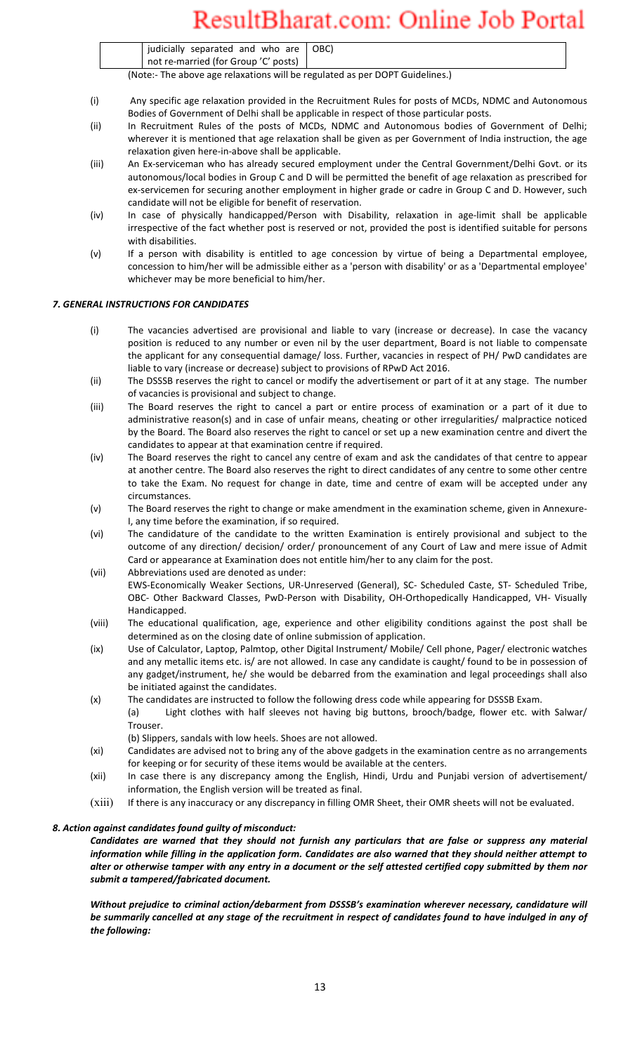| | | |
|---|---|---|
| | judicially separated and who are not re-married (for Group 'C' posts) | OBC) |

(Note:- The above age relaxations will be regulated as per DOPT Guidelines.)

(i) Any specific age relaxation provided in the Recruitment Rules for posts of MCDs, NDMC and Autonomous Bodies of Government of Delhi shall be applicable in respect of those particular posts.

(ii) In Recruitment Rules of the posts of MCDs, NDMC and Autonomous bodies of Government of Delhi; wherever it is mentioned that age relaxation shall be given as per Government of India instruction, the age relaxation given here-in-above shall be applicable.

(iii) An Ex-serviceman who has already secured employment under the Central Government/Delhi Govt. or its autonomous/local bodies in Group C and D will be permitted the benefit of age relaxation as prescribed for ex-servicemen for securing another employment in higher grade or cadre in Group C and D. However, such candidate will not be eligible for benefit of reservation.

(iv) In case of physically handicapped/Person with Disability, relaxation in age-limit shall be applicable irrespective of the fact whether post is reserved or not, provided the post is identified suitable for persons with disabilities.

(v) If a person with disability is entitled to age concession by virtue of being a Departmental employee, concession to him/her will be admissible either as a 'person with disability' or as a 'Departmental employee' whichever may be more beneficial to him/her.

### *7. GENERAL INSTRUCTIONS FOR CANDIDATES*

(i) The vacancies advertised are provisional and liable to vary (increase or decrease). In case the vacancy position is reduced to any number or even nil by the user department, Board is not liable to compensate the applicant for any consequential damage/ loss. Further, vacancies in respect of PH/ PwD candidates are liable to vary (increase or decrease) subject to provisions of RPwD Act 2016.

(ii) The DSSSB reserves the right to cancel or modify the advertisement or part of it at any stage. The number of vacancies is provisional and subject to change.

(iii) The Board reserves the right to cancel a part or entire process of examination or a part of it due to administrative reason(s) and in case of unfair means, cheating or other irregularities/ malpractice noticed by the Board. The Board also reserves the right to cancel or set up a new examination centre and divert the candidates to appear at that examination centre if required.

(iv) The Board reserves the right to cancel any centre of exam and ask the candidates of that centre to appear at another centre. The Board also reserves the right to direct candidates of any centre to some other centre to take the Exam. No request for change in date, time and centre of exam will be accepted under any circumstances.

(v) The Board reserves the right to change or make amendment in the examination scheme, given in Annexure-I, any time before the examination, if so required.

(vi) The candidature of the candidate to the written Examination is entirely provisional and subject to the outcome of any direction/ decision/ order/ pronouncement of any Court of Law and mere issue of Admit Card or appearance at Examination does not entitle him/her to any claim for the post.

(vii) Abbreviations used are denoted as under:
EWS-Economically Weaker Sections, UR-Unreserved (General), SC- Scheduled Caste, ST- Scheduled Tribe, OBC- Other Backward Classes, PwD-Person with Disability, OH-Orthopedically Handicapped, VH- Visually Handicapped.

(viii) The educational qualification, age, experience and other eligibility conditions against the post shall be determined as on the closing date of online submission of application.

(ix) Use of Calculator, Laptop, Palmtop, other Digital Instrument/ Mobile/ Cell phone, Pager/ electronic watches and any metallic items etc. is/ are not allowed. In case any candidate is caught/ found to be in possession of any gadget/instrument, he/ she would be debarred from the examination and legal proceedings shall also be initiated against the candidates.

(x) The candidates are instructed to follow the following dress code while appearing for DSSSB Exam.
(a) Light clothes with half sleeves not having big buttons, brooch/badge, flower etc. with Salwar/ Trouser.
(b) Slippers, sandals with low heels. Shoes are not allowed.

(xi) Candidates are advised not to bring any of the above gadgets in the examination centre as no arrangements for keeping or for security of these items would be available at the centers.

(xii) In case there is any discrepancy among the English, Hindi, Urdu and Punjabi version of advertisement/ information, the English version will be treated as final.

(xiii) If there is any inaccuracy or any discrepancy in filling OMR Sheet, their OMR sheets will not be evaluated.

### *8. Action against candidates found guilty of misconduct:*

***Candidates are warned that they should not furnish any particulars that are false or suppress any material information while filling in the application form. Candidates are also warned that they should neither attempt to alter or otherwise tamper with any entry in a document or the self attested certified copy submitted by them nor submit a tampered/fabricated document.***

***Without prejudice to criminal action/debarment from DSSSB's examination wherever necessary, candidature will be summarily cancelled at any stage of the recruitment in respect of candidates found to have indulged in any of the following:***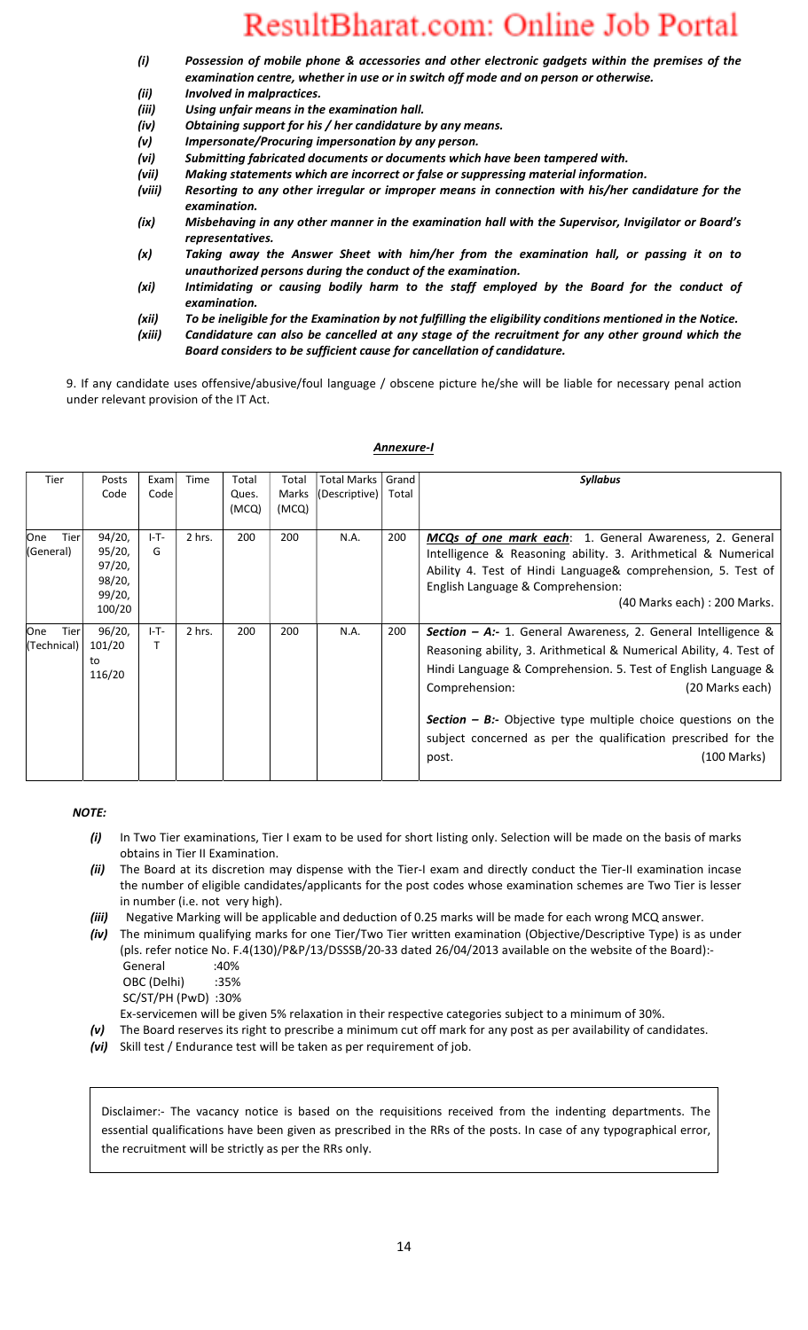*(i)* ***Possession of mobile phone & accessories and other electronic gadgets within the premises of the examination centre, whether in use or in switch off mode and on person or otherwise.***

*(ii)* ***Involved in malpractices.***

*(iii)* ***Using unfair means in the examination hall.***

*(iv)* ***Obtaining support for his / her candidature by any means.***

*(v)* ***Impersonate/Procuring impersonation by any person.***

*(vi)* ***Submitting fabricated documents or documents which have been tampered with.***

*(vii)* ***Making statements which are incorrect or false or suppressing material information.***

*(viii)* ***Resorting to any other irregular or improper means in connection with his/her candidature for the examination.***

*(ix)* ***Misbehaving in any other manner in the examination hall with the Supervisor, Invigilator or Board's representatives.***

*(x)* ***Taking away the Answer Sheet with him/her from the examination hall, or passing it on to unauthorized persons during the conduct of the examination.***

*(xi)* ***Intimidating or causing bodily harm to the staff employed by the Board for the conduct of examination.***

*(xii)* ***To be ineligible for the Examination by not fulfilling the eligibility conditions mentioned in the Notice.***

*(xiii)* ***Candidature can also be cancelled at any stage of the recruitment for any other ground which the Board considers to be sufficient cause for cancellation of candidature.***

9. If any candidate uses offensive/abusive/foul language / obscene picture he/she will be liable for necessary penal action under relevant provision of the IT Act.

***Annexure-I***

| Tier | Posts Code | Exam Code | Time | Total Ques. (MCQ) | Total Marks (MCQ) | Total Marks (Descriptive) | Grand Total | *Syllabus* |
|---|---|---|---|---|---|---|---|---|
| One Tier (General) | 94/20, 95/20, 97/20, 98/20, 99/20, 100/20 | I-T-G | 2 hrs. | 200 | 200 | N.A. | 200 | ***MCQs of one mark each***: 1. General Awareness, 2. General Intelligence & Reasoning ability. 3. Arithmetical & Numerical Ability 4. Test of Hindi Language& comprehension, 5. Test of English Language & Comprehension: (40 Marks each) : 200 Marks. |
| One Tier (Technical) | 96/20, 101/20 to 116/20 | I-T-T | 2 hrs. | 200 | 200 | N.A. | 200 | ***Section – A:-*** 1. General Awareness, 2. General Intelligence & Reasoning ability, 3. Arithmetical & Numerical Ability, 4. Test of Hindi Language & Comprehension. 5. Test of English Language & Comprehension: (20 Marks each) ***Section – B:-*** Objective type multiple choice questions on the subject concerned as per the qualification prescribed for the post. (100 Marks) |

***NOTE:***

*(i)* In Two Tier examinations, Tier I exam to be used for short listing only. Selection will be made on the basis of marks obtains in Tier II Examination.

*(ii)* The Board at its discretion may dispense with the Tier-I exam and directly conduct the Tier-II examination incase the number of eligible candidates/applicants for the post codes whose examination schemes are Two Tier is lesser in number (i.e. not very high).

*(iii)* Negative Marking will be applicable and deduction of 0.25 marks will be made for each wrong MCQ answer.

*(iv)* The minimum qualifying marks for one Tier/Two Tier written examination (Objective/Descriptive Type) is as under (pls. refer notice No. F.4(130)/P&P/13/DSSSB/20-33 dated 26/04/2013 available on the website of the Board):-

General :40%
OBC (Delhi) :35%
SC/ST/PH (PwD) :30%

Ex-servicemen will be given 5% relaxation in their respective categories subject to a minimum of 30%.

*(v)* The Board reserves its right to prescribe a minimum cut off mark for any post as per availability of candidates.

*(vi)* Skill test / Endurance test will be taken as per requirement of job.

Disclaimer:- The vacancy notice is based on the requisitions received from the indenting departments. The essential qualifications have been given as prescribed in the RRs of the posts. In case of any typographical error, the recruitment will be strictly as per the RRs only.